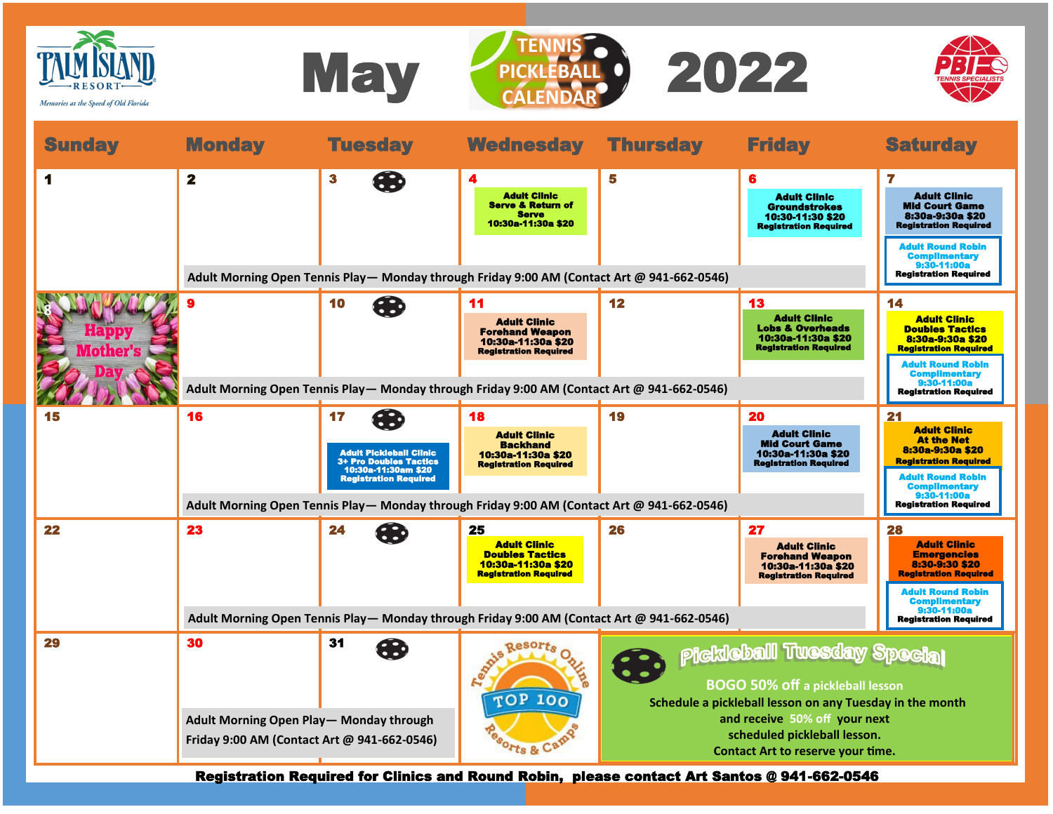# May 2022 — Tennis Pickleball Calendar

Palm Island Resort — Memories at the Speed of Old Florida

PBI Tennis Specialists

| Sunday | Monday | Tuesday | Wednesday | Thursday | Friday | Saturday |
|---|---|---|---|---|---|---|
| 1 | 2 | 3 | 4<br>**Adult Clinic**<br>**Serve & Return of Serve**<br>**10:30a-11:30a $20** | 5 | 6<br>**Adult Clinic**<br>**Groundstrokes**<br>**10:30-11:30 $20**<br>**Registration Required** | 7<br>**Adult Clinic**<br>**Mid Court Game**<br>**8:30a-9:30a $20**<br>**Registration Required**<br><br>**Adult Round Robin Complimentary**<br>**9:30-11:00a**<br>**Registration Required** |
| | Adult Morning Open Tennis Play— Monday through Friday 9:00 AM (Contact Art @ 941-662-0546) | | | | | |
| 8<br>Happy Mother's Day | 9 | 10 | 11<br>**Adult Clinic**<br>**Forehand Weapon**<br>**10:30a-11:30a $20**<br>**Registration Required** | 12 | 13<br>**Adult Clinic**<br>**Lobs & Overheads**<br>**10:30a-11:30a $20**<br>**Registration Required** | 14<br>**Adult Clinic**<br>**Doubles Tactics**<br>**8:30a-9:30a $20**<br>**Registration Required**<br><br>**Adult Round Robin Complimentary**<br>**9:30-11:00a**<br>**Registration Required** |
| | Adult Morning Open Tennis Play— Monday through Friday 9:00 AM (Contact Art @ 941-662-0546) | | | | | |
| 15 | 16 | 17<br>**Adult Pickleball Clinic**<br>**3+ Pro Doubles Tactics**<br>**10:30a-11:30am $20**<br>**Registration Required** | 18<br>**Adult Clinic**<br>**Backhand**<br>**10:30a-11:30a $20**<br>**Registration Required** | 19 | 20<br>**Adult Clinic**<br>**Mid Court Game**<br>**10:30a-11:30a $20**<br>**Registration Required** | 21<br>**Adult Clinic**<br>**At the Net**<br>**8:30a-9:30a $20**<br>**Registration Required**<br><br>**Adult Round Robin Complimentary**<br>**9:30-11:00a**<br>**Registration Required** |
| | Adult Morning Open Tennis Play— Monday through Friday 9:00 AM (Contact Art @ 941-662-0546) | | | | | |
| 22 | 23 | 24 | 25<br>**Adult Clinic**<br>**Doubles Tactics**<br>**10:30a-11:30a $20**<br>**Registration Required** | 26 | 27<br>**Adult Clinic**<br>**Forehand Weapon**<br>**10:30a-11:30a $20**<br>**Registration Required** | 28<br>**Adult Clinic**<br>**Emergencies**<br>**8:30-9:30 $20**<br>**Registration Required**<br><br>**Adult Round Robin Complimentary**<br>**9:30-11:00a**<br>**Registration Required** |
| | Adult Morning Open Tennis Play— Monday through Friday 9:00 AM (Contact Art @ 941-662-0546) | | | | | |
| 29 | 30<br>Adult Morning Open Play— Monday through Friday 9:00 AM (Contact Art @ 941-662-0546) | 31 | Tennis Resorts Online — TOP 100 Resorts & Camps | | | |

## Pickleball Tuesday Special

**BOGO 50% off** a pickleball lesson

Schedule a pickleball lesson on any Tuesday in the month and receive 50% off your next scheduled pickleball lesson.

Contact Art to reserve your time.

**Registration Required for Clinics and Round Robin, please contact Art Santos @ 941-662-0546**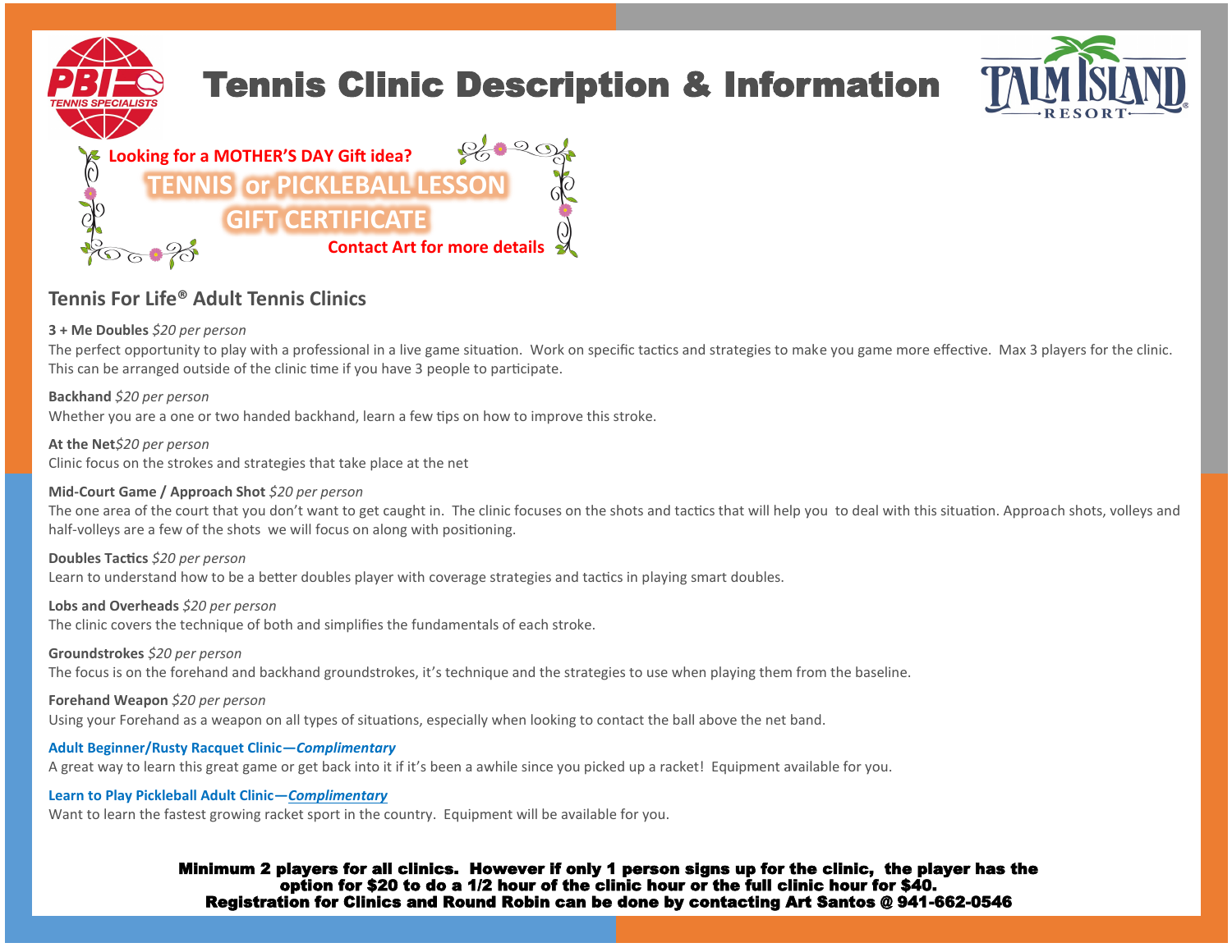# Tennis Clinic Description & Information

**Looking for a MOTHER'S DAY Gift idea?**

**TENNIS or PICKLEBALL LESSON**

**GIFT CERTIFICATE**

**Contact Art for more details**

## Tennis For Life® Adult Tennis Clinics

**3 + Me Doubles** *$20 per person*
The perfect opportunity to play with a professional in a live game situation. Work on specific tactics and strategies to make you game more effective. Max 3 players for the clinic. This can be arranged outside of the clinic time if you have 3 people to participate.

**Backhand** *$20 per person*
Whether you are a one or two handed backhand, learn a few tips on how to improve this stroke.

**At the Net***$20 per person*
Clinic focus on the strokes and strategies that take place at the net

**Mid-Court Game / Approach Shot** *$20 per person*
The one area of the court that you don't want to get caught in. The clinic focuses on the shots and tactics that will help you to deal with this situation. Approach shots, volleys and half-volleys are a few of the shots we will focus on along with positioning.

**Doubles Tactics** *$20 per person*
Learn to understand how to be a better doubles player with coverage strategies and tactics in playing smart doubles.

**Lobs and Overheads** *$20 per person*
The clinic covers the technique of both and simplifies the fundamentals of each stroke.

**Groundstrokes** *$20 per person*
The focus is on the forehand and backhand groundstrokes, it's technique and the strategies to use when playing them from the baseline.

**Forehand Weapon** *$20 per person*
Using your Forehand as a weapon on all types of situations, especially when looking to contact the ball above the net band.

**Adult Beginner/Rusty Racquet Clinic—*Complimentary***
A great way to learn this great game or get back into it if it's been a awhile since you picked up a racket! Equipment available for you.

**Learn to Play Pickleball Adult Clinic—*Complimentary***
Want to learn the fastest growing racket sport in the country. Equipment will be available for you.

**Minimum 2 players for all clinics. However if only 1 person signs up for the clinic, the player has the option for $20 to do a 1/2 hour of the clinic hour or the full clinic hour for $40.**
**Registration for Clinics and Round Robin can be done by contacting Art Santos @ 941-662-0546**